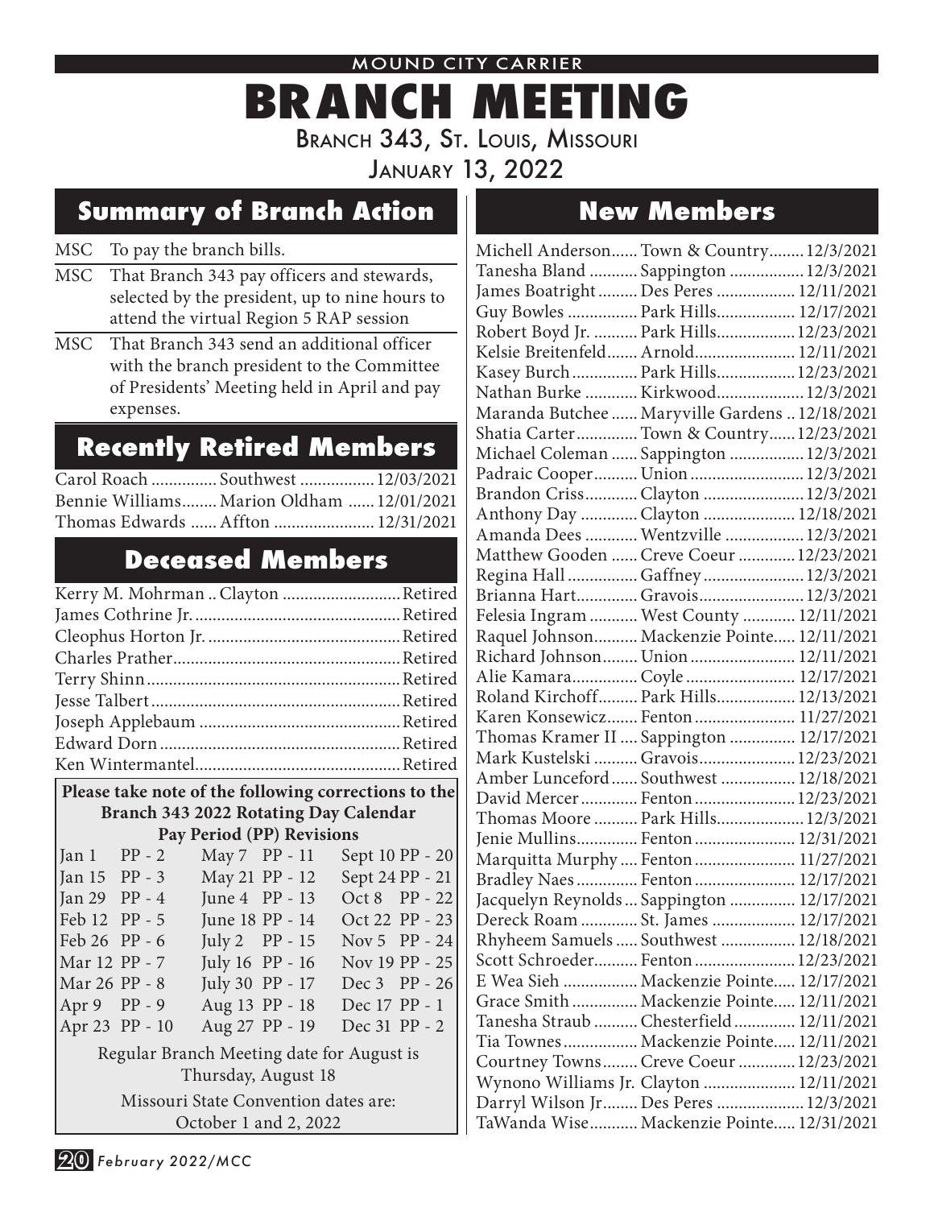MOUND CITY CARRIER

# BRANCH MEETING

Branch 343, St. Louis, Missouri

January 13, 2022

## Summary of Branch Action

MSC To pay the branch bills.

MSC That Branch 343 pay officers and stewards, selected by the president, up to nine hours to attend the virtual Region 5 RAP session

MSC That Branch 343 send an additional officer with the branch president to the Committee of Presidents' Meeting held in April and pay expenses.

## Recently Retired Members

| Name | Station | Date |
|---|---|---|
| Carol Roach | Southwest | 12/03/2021 |
| Bennie Williams | Marion Oldham | 12/01/2021 |
| Thomas Edwards | Affton | 12/31/2021 |

## Deceased Members

| Name | Status |
|---|---|
| Kerry M. Mohrman .. Clayton | Retired |
| James Cothrine Jr. | Retired |
| Cleophus Horton Jr. | Retired |
| Charles Prather | Retired |
| Terry Shinn | Retired |
| Jesse Talbert | Retired |
| Joseph Applebaum | Retired |
| Edward Dorn | Retired |
| Ken Wintermantel | Retired |

**Please take note of the following corrections to the Branch 343 2022 Rotating Day Calendar Pay Period (PP) Revisions**

| Date | PP | Date | PP | Date | PP |
|---|---|---|---|---|---|
| Jan 1 | PP - 2 | May 7 | PP - 11 | Sept 10 | PP - 20 |
| Jan 15 | PP - 3 | May 21 | PP - 12 | Sept 24 | PP - 21 |
| Jan 29 | PP - 4 | June 4 | PP - 13 | Oct 8 | PP - 22 |
| Feb 12 | PP - 5 | June 18 | PP - 14 | Oct 22 | PP - 23 |
| Feb 26 | PP - 6 | July 2 | PP - 15 | Nov 5 | PP - 24 |
| Mar 12 | PP - 7 | July 16 | PP - 16 | Nov 19 | PP - 25 |
| Mar 26 | PP - 8 | July 30 | PP - 17 | Dec 3 | PP - 26 |
| Apr 9 | PP - 9 | Aug 13 | PP - 18 | Dec 17 | PP - 1 |
| Apr 23 | PP - 10 | Aug 27 | PP - 19 | Dec 31 | PP - 2 |

Regular Branch Meeting date for August is Thursday, August 18

Missouri State Convention dates are: October 1 and 2, 2022

## New Members

| Name | Station | Date |
|---|---|---|
| Michell Anderson | Town & Country | 12/3/2021 |
| Tanesha Bland | Sappington | 12/3/2021 |
| James Boatright | Des Peres | 12/11/2021 |
| Guy Bowles | Park Hills | 12/17/2021 |
| Robert Boyd Jr. | Park Hills | 12/23/2021 |
| Kelsie Breitenfeld | Arnold | 12/11/2021 |
| Kasey Burch | Park Hills | 12/23/2021 |
| Nathan Burke | Kirkwood | 12/3/2021 |
| Maranda Butchee | Maryville Gardens | 12/18/2021 |
| Shatia Carter | Town & Country | 12/23/2021 |
| Michael Coleman | Sappington | 12/3/2021 |
| Padraic Cooper | Union | 12/3/2021 |
| Brandon Criss | Clayton | 12/3/2021 |
| Anthony Day | Clayton | 12/18/2021 |
| Amanda Dees | Wentzville | 12/3/2021 |
| Matthew Gooden | Creve Coeur | 12/23/2021 |
| Regina Hall | Gaffney | 12/3/2021 |
| Brianna Hart | Gravois | 12/3/2021 |
| Felesia Ingram | West County | 12/11/2021 |
| Raquel Johnson | Mackenzie Pointe | 12/11/2021 |
| Richard Johnson | Union | 12/11/2021 |
| Alie Kamara | Coyle | 12/17/2021 |
| Roland Kirchoff | Park Hills | 12/13/2021 |
| Karen Konsewicz | Fenton | 11/27/2021 |
| Thomas Kramer II | Sappington | 12/17/2021 |
| Mark Kustelski | Gravois | 12/23/2021 |
| Amber Lunceford | Southwest | 12/18/2021 |
| David Mercer | Fenton | 12/23/2021 |
| Thomas Moore | Park Hills | 12/3/2021 |
| Jenie Mullins | Fenton | 12/31/2021 |
| Marquitta Murphy | Fenton | 11/27/2021 |
| Bradley Naes | Fenton | 12/17/2021 |
| Jacquelyn Reynolds | Sappington | 12/17/2021 |
| Dereck Roam | St. James | 12/17/2021 |
| Rhyheem Samuels | Southwest | 12/18/2021 |
| Scott Schroeder | Fenton | 12/23/2021 |
| E Wea Sieh | Mackenzie Pointe | 12/17/2021 |
| Grace Smith | Mackenzie Pointe | 12/11/2021 |
| Tanesha Straub | Chesterfield | 12/11/2021 |
| Tia Townes | Mackenzie Pointe | 12/11/2021 |
| Courtney Towns | Creve Coeur | 12/23/2021 |
| Wynono Williams Jr. | Clayton | 12/11/2021 |
| Darryl Wilson Jr | Des Peres | 12/3/2021 |
| TaWanda Wise | Mackenzie Pointe | 12/31/2021 |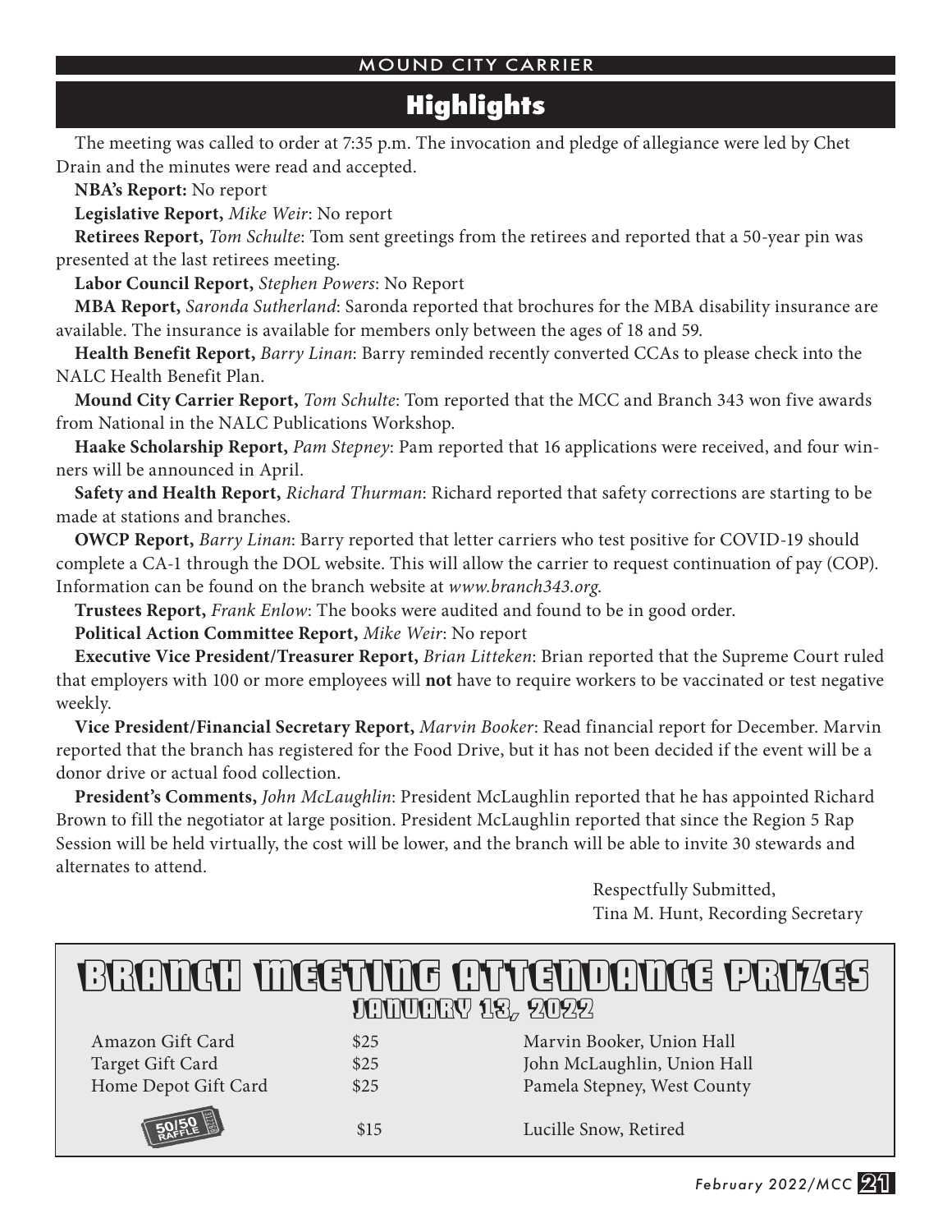## Highlights

The meeting was called to order at 7:35 p.m. The invocation and pledge of allegiance were led by Chet Drain and the minutes were read and accepted.

**NBA's Report:** No report

**Legislative Report,** *Mike Weir*: No report

**Retirees Report,** *Tom Schulte*: Tom sent greetings from the retirees and reported that a 50-year pin was presented at the last retirees meeting.

**Labor Council Report,** *Stephen Powers*: No Report

**MBA Report,** *Saronda Sutherland*: Saronda reported that brochures for the MBA disability insurance are available. The insurance is available for members only between the ages of 18 and 59.

**Health Benefit Report,** *Barry Linan*: Barry reminded recently converted CCAs to please check into the NALC Health Benefit Plan.

**Mound City Carrier Report,** *Tom Schulte*: Tom reported that the MCC and Branch 343 won five awards from National in the NALC Publications Workshop.

**Haake Scholarship Report,** *Pam Stepney*: Pam reported that 16 applications were received, and four winners will be announced in April.

**Safety and Health Report,** *Richard Thurman*: Richard reported that safety corrections are starting to be made at stations and branches.

**OWCP Report,** *Barry Linan*: Barry reported that letter carriers who test positive for COVID-19 should complete a CA-1 through the DOL website. This will allow the carrier to request continuation of pay (COP). Information can be found on the branch website at *www.branch343.org*.

**Trustees Report,** *Frank Enlow*: The books were audited and found to be in good order.

**Political Action Committee Report,** *Mike Weir*: No report

**Executive Vice President/Treasurer Report,** *Brian Litteken*: Brian reported that the Supreme Court ruled that employers with 100 or more employees will **not** have to require workers to be vaccinated or test negative weekly.

**Vice President/Financial Secretary Report,** *Marvin Booker*: Read financial report for December. Marvin reported that the branch has registered for the Food Drive, but it has not been decided if the event will be a donor drive or actual food collection.

**President's Comments,** *John McLaughlin*: President McLaughlin reported that he has appointed Richard Brown to fill the negotiator at large position. President McLaughlin reported that since the Region 5 Rap Session will be held virtually, the cost will be lower, and the branch will be able to invite 30 stewards and alternates to attend.

Respectfully Submitted,
Tina M. Hunt, Recording Secretary

## Branch Meeting Attendance Prizes

### January 13, 2022

| | | |
|---|---|---|
| Amazon Gift Card | $25 | Marvin Booker, Union Hall |
| Target Gift Card | $25 | John McLaughlin, Union Hall |
| Home Depot Gift Card | $25 | Pamela Stepney, West County |
| 50/50 Raffle | $15 | Lucille Snow, Retired |